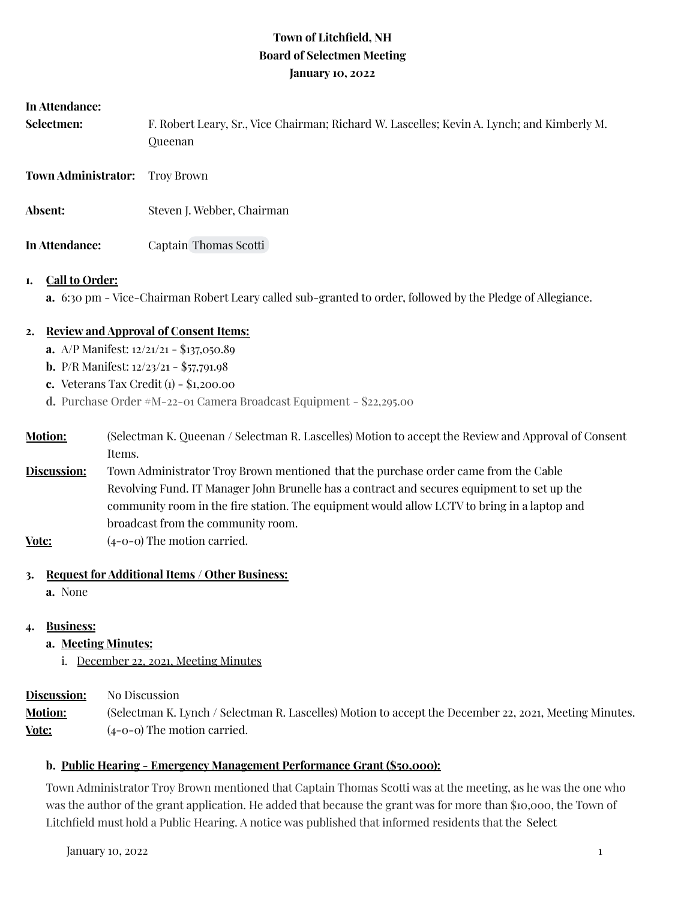**Town of Litchfield, NH**
**Board of Selectmen Meeting**
**January 10, 2022**

**In Attendance:**

| | |
|---|---|
| **Selectmen:** | F. Robert Leary, Sr., Vice Chairman; Richard W. Lascelles; Kevin A. Lynch; and Kimberly M. Queenan |
| **Town Administrator:** | Troy Brown |
| **Absent:** | Steven J. Webber, Chairman |
| **In Attendance:** | Captain Thomas Scotti |

1. **Call to Order:**
   a. 6:30 pm - Vice-Chairman Robert Leary called sub-granted to order, followed by the Pledge of Allegiance.

2. **Review and Approval of Consent Items:**
   a. A/P Manifest: 12/21/21 - $137,050.89
   b. P/R Manifest: 12/23/21 - $57,791.98
   c. Veterans Tax Credit (1) - $1,200.00
   d. Purchase Order #M-22-01 Camera Broadcast Equipment - $22,295.00

**Motion:** (Selectman K. Queenan / Selectman R. Lascelles) Motion to accept the Review and Approval of Consent Items.

**Discussion:** Town Administrator Troy Brown mentioned that the purchase order came from the Cable Revolving Fund. IT Manager John Brunelle has a contract and secures equipment to set up the community room in the fire station. The equipment would allow LCTV to bring in a laptop and broadcast from the community room.

**Vote:** (4-0-0) The motion carried.

3. **Request for Additional Items / Other Business:**
   a. None

4. **Business:**
   a. **Meeting Minutes:**
      i. December 22, 2021, Meeting Minutes

**Discussion:** No Discussion

**Motion:** (Selectman K. Lynch / Selectman R. Lascelles) Motion to accept the December 22, 2021, Meeting Minutes.

**Vote:** (4-0-0) The motion carried.

b. **Public Hearing - Emergency Management Performance Grant ($50,000):**

Town Administrator Troy Brown mentioned that Captain Thomas Scotti was at the meeting, as he was the one who was the author of the grant application. He added that because the grant was for more than $10,000, the Town of Litchfield must hold a Public Hearing. A notice was published that informed residents that the Select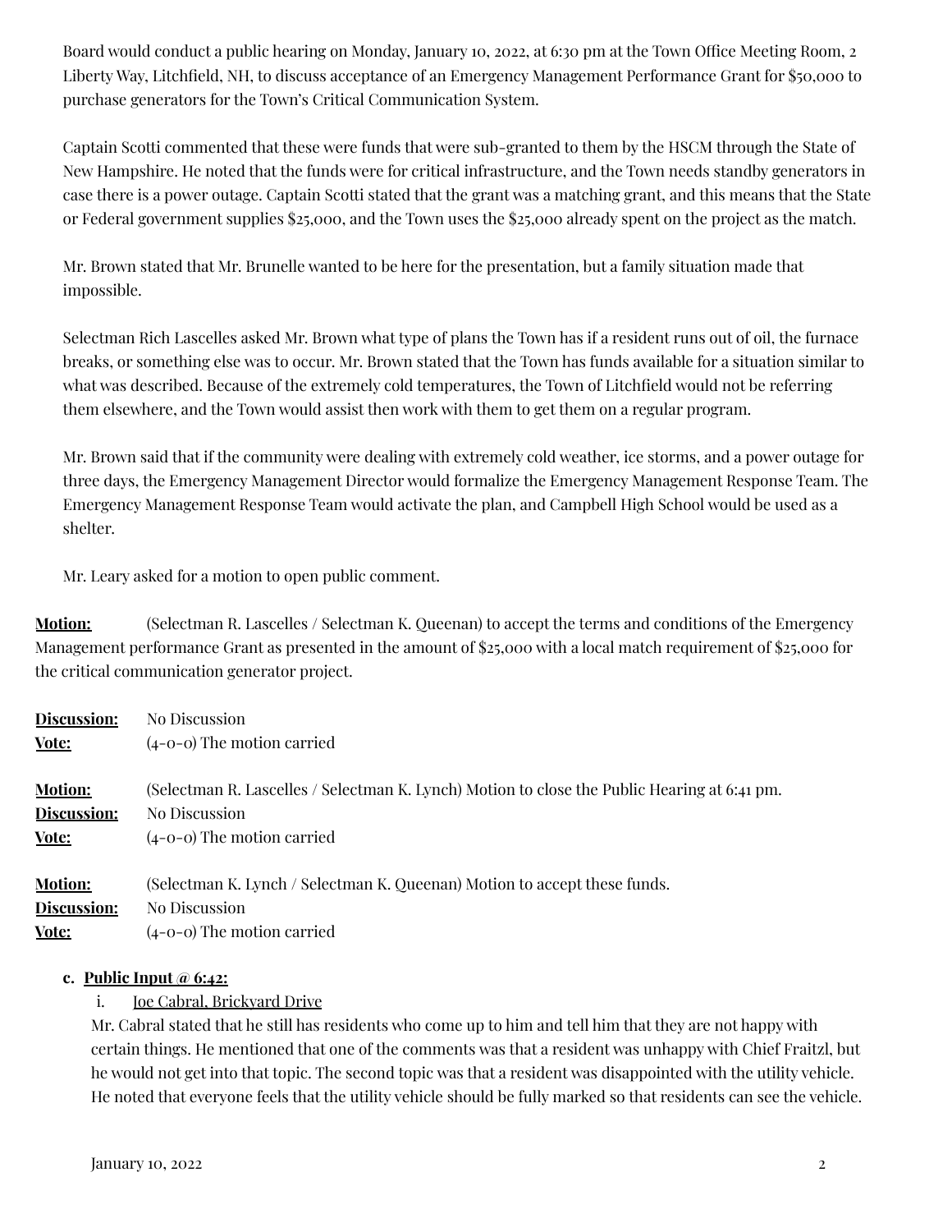Board would conduct a public hearing on Monday, January 10, 2022, at 6:30 pm at the Town Office Meeting Room, 2 Liberty Way, Litchfield, NH, to discuss acceptance of an Emergency Management Performance Grant for $50,000 to purchase generators for the Town's Critical Communication System.

Captain Scotti commented that these were funds that were sub-granted to them by the HSCM through the State of New Hampshire. He noted that the funds were for critical infrastructure, and the Town needs standby generators in case there is a power outage. Captain Scotti stated that the grant was a matching grant, and this means that the State or Federal government supplies $25,000, and the Town uses the $25,000 already spent on the project as the match.

Mr. Brown stated that Mr. Brunelle wanted to be here for the presentation, but a family situation made that impossible.

Selectman Rich Lascelles asked Mr. Brown what type of plans the Town has if a resident runs out of oil, the furnace breaks, or something else was to occur. Mr. Brown stated that the Town has funds available for a situation similar to what was described. Because of the extremely cold temperatures, the Town of Litchfield would not be referring them elsewhere, and the Town would assist then work with them to get them on a regular program.

Mr. Brown said that if the community were dealing with extremely cold weather, ice storms, and a power outage for three days, the Emergency Management Director would formalize the Emergency Management Response Team. The Emergency Management Response Team would activate the plan, and Campbell High School would be used as a shelter.

Mr. Leary asked for a motion to open public comment.

**Motion:** (Selectman R. Lascelles / Selectman K. Queenan) to accept the terms and conditions of the Emergency Management performance Grant as presented in the amount of $25,000 with a local match requirement of $25,000 for the critical communication generator project.

**Discussion:** No Discussion
**Vote:** (4-0-0) The motion carried

**Motion:** (Selectman R. Lascelles / Selectman K. Lynch) Motion to close the Public Hearing at 6:41 pm.
**Discussion:** No Discussion
**Vote:** (4-0-0) The motion carried

**Motion:** (Selectman K. Lynch / Selectman K. Queenan) Motion to accept these funds.
**Discussion:** No Discussion
**Vote:** (4-0-0) The motion carried

c. **Public Input @ 6:42:**

i. Joe Cabral, Brickyard Drive

Mr. Cabral stated that he still has residents who come up to him and tell him that they are not happy with certain things. He mentioned that one of the comments was that a resident was unhappy with Chief Fraitzl, but he would not get into that topic. The second topic was that a resident was disappointed with the utility vehicle. He noted that everyone feels that the utility vehicle should be fully marked so that residents can see the vehicle.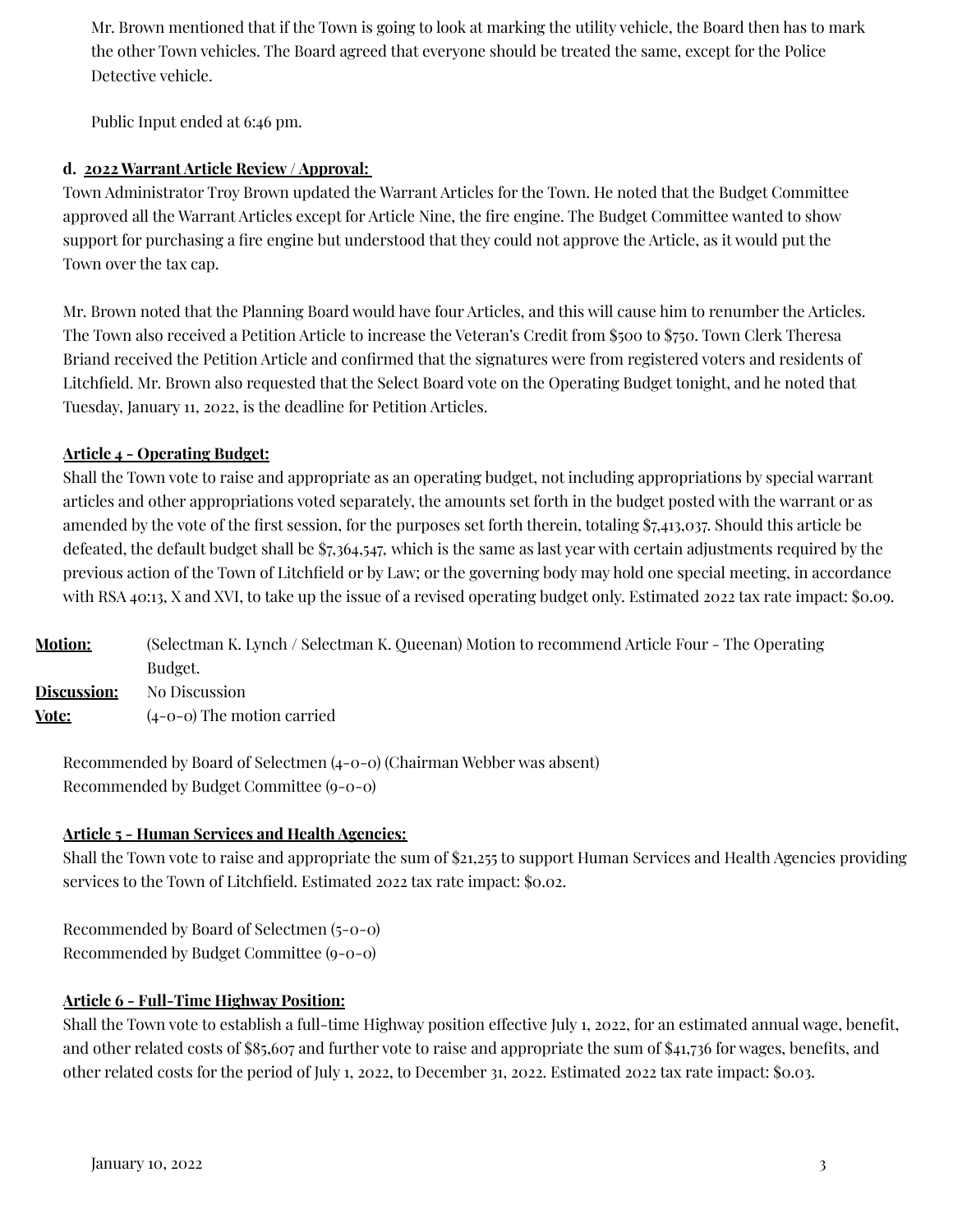Mr. Brown mentioned that if the Town is going to look at marking the utility vehicle, the Board then has to mark the other Town vehicles. The Board agreed that everyone should be treated the same, except for the Police Detective vehicle.

Public Input ended at 6:46 pm.

**d. 2022 Warrant Article Review / Approval:**

Town Administrator Troy Brown updated the Warrant Articles for the Town. He noted that the Budget Committee approved all the Warrant Articles except for Article Nine, the fire engine. The Budget Committee wanted to show support for purchasing a fire engine but understood that they could not approve the Article, as it would put the Town over the tax cap.

Mr. Brown noted that the Planning Board would have four Articles, and this will cause him to renumber the Articles. The Town also received a Petition Article to increase the Veteran's Credit from $500 to $750. Town Clerk Theresa Briand received the Petition Article and confirmed that the signatures were from registered voters and residents of Litchfield. Mr. Brown also requested that the Select Board vote on the Operating Budget tonight, and he noted that Tuesday, January 11, 2022, is the deadline for Petition Articles.

**Article 4 - Operating Budget:**

Shall the Town vote to raise and appropriate as an operating budget, not including appropriations by special warrant articles and other appropriations voted separately, the amounts set forth in the budget posted with the warrant or as amended by the vote of the first session, for the purposes set forth therein, totaling $7,413,037. Should this article be defeated, the default budget shall be $7,364,547, which is the same as last year with certain adjustments required by the previous action of the Town of Litchfield or by Law; or the governing body may hold one special meeting, in accordance with RSA 40:13, X and XVI, to take up the issue of a revised operating budget only. Estimated 2022 tax rate impact: $0.09.

**Motion:** (Selectman K. Lynch / Selectman K. Queenan) Motion to recommend Article Four - The Operating Budget.

**Discussion:** No Discussion

**Vote:** (4-0-0) The motion carried

Recommended by Board of Selectmen (4-0-0) (Chairman Webber was absent)
Recommended by Budget Committee (9-0-0)

**Article 5 - Human Services and Health Agencies:**

Shall the Town vote to raise and appropriate the sum of $21,255 to support Human Services and Health Agencies providing services to the Town of Litchfield. Estimated 2022 tax rate impact: $0.02.

Recommended by Board of Selectmen (5-0-0)
Recommended by Budget Committee (9-0-0)

**Article 6 - Full-Time Highway Position:**

Shall the Town vote to establish a full-time Highway position effective July 1, 2022, for an estimated annual wage, benefit, and other related costs of $85,607 and further vote to raise and appropriate the sum of $41,736 for wages, benefits, and other related costs for the period of July 1, 2022, to December 31, 2022. Estimated 2022 tax rate impact: $0.03.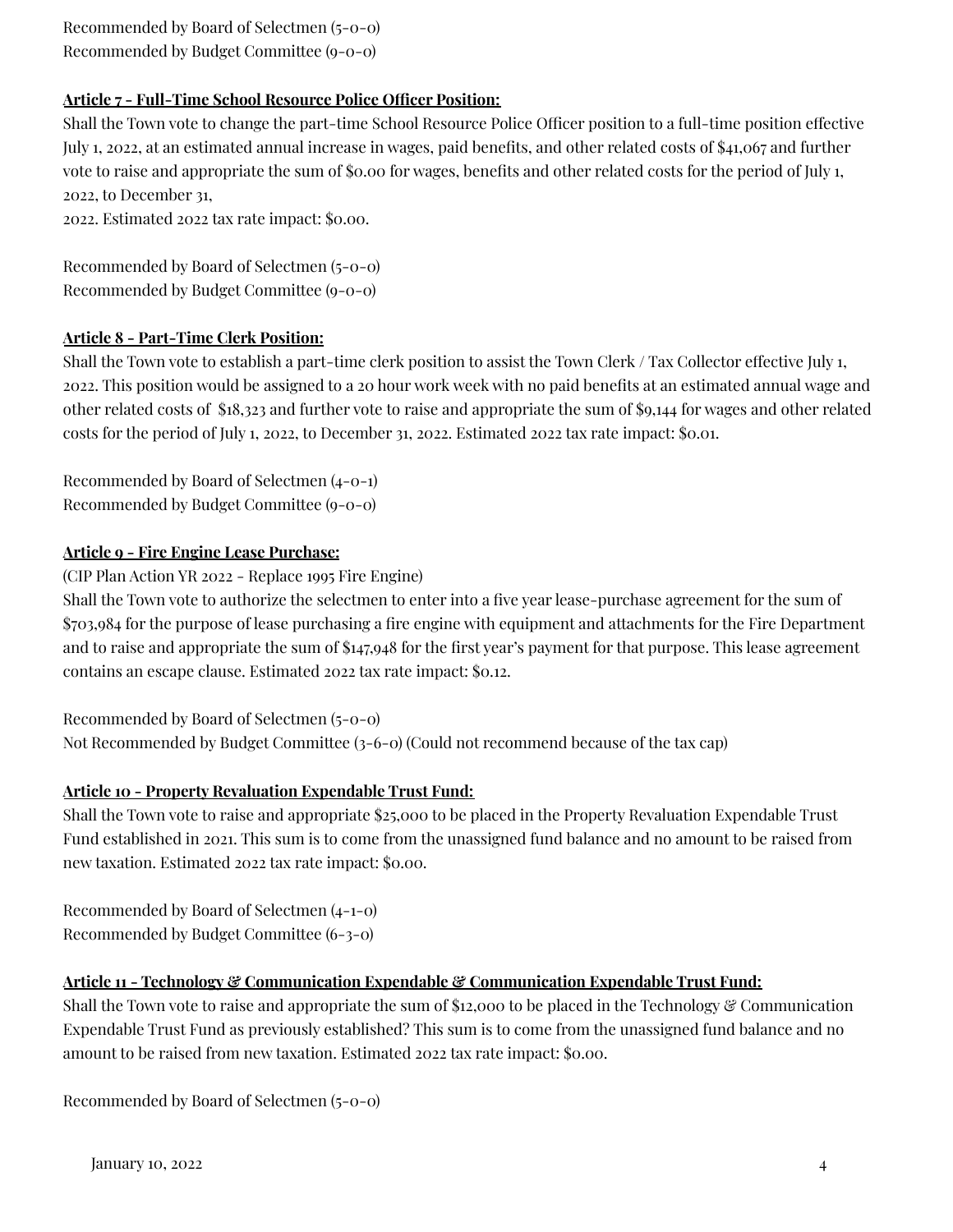Recommended by Board of Selectmen (5-0-0)
Recommended by Budget Committee (9-0-0)

**Article 7 - Full-Time School Resource Police Officer Position:**

Shall the Town vote to change the part-time School Resource Police Officer position to a full-time position effective July 1, 2022, at an estimated annual increase in wages, paid benefits, and other related costs of $41,067 and further vote to raise and appropriate the sum of $0.00 for wages, benefits and other related costs for the period of July 1, 2022, to December 31,
2022. Estimated 2022 tax rate impact: $0.00.

Recommended by Board of Selectmen (5-0-0)
Recommended by Budget Committee (9-0-0)

**Article 8 - Part-Time Clerk Position:**

Shall the Town vote to establish a part-time clerk position to assist the Town Clerk / Tax Collector effective July 1, 2022. This position would be assigned to a 20 hour work week with no paid benefits at an estimated annual wage and other related costs of $18,323 and further vote to raise and appropriate the sum of $9,144 for wages and other related costs for the period of July 1, 2022, to December 31, 2022. Estimated 2022 tax rate impact: $0.01.

Recommended by Board of Selectmen (4-0-1)
Recommended by Budget Committee (9-0-0)

**Article 9 - Fire Engine Lease Purchase:**

(CIP Plan Action YR 2022 - Replace 1995 Fire Engine)
Shall the Town vote to authorize the selectmen to enter into a five year lease-purchase agreement for the sum of $703,984 for the purpose of lease purchasing a fire engine with equipment and attachments for the Fire Department and to raise and appropriate the sum of $147,948 for the first year's payment for that purpose. This lease agreement contains an escape clause. Estimated 2022 tax rate impact: $0.12.

Recommended by Board of Selectmen (5-0-0)
Not Recommended by Budget Committee (3-6-0) (Could not recommend because of the tax cap)

**Article 10 - Property Revaluation Expendable Trust Fund:**

Shall the Town vote to raise and appropriate $25,000 to be placed in the Property Revaluation Expendable Trust Fund established in 2021. This sum is to come from the unassigned fund balance and no amount to be raised from new taxation. Estimated 2022 tax rate impact: $0.00.

Recommended by Board of Selectmen (4-1-0)
Recommended by Budget Committee (6-3-0)

**Article 11 - Technology & Communication Expendable & Communication Expendable Trust Fund:**

Shall the Town vote to raise and appropriate the sum of $12,000 to be placed in the Technology & Communication Expendable Trust Fund as previously established? This sum is to come from the unassigned fund balance and no amount to be raised from new taxation. Estimated 2022 tax rate impact: $0.00.

Recommended by Board of Selectmen (5-0-0)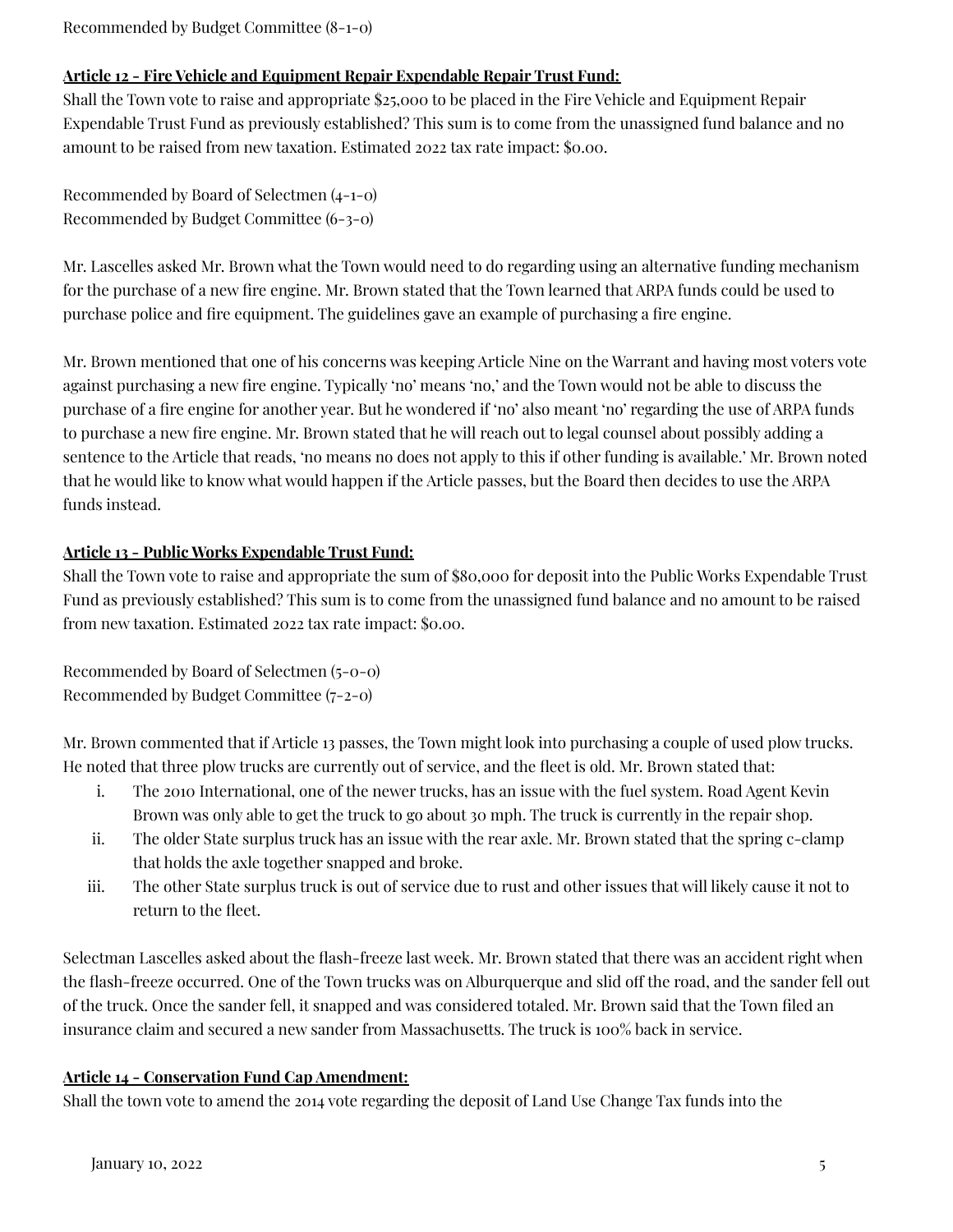Recommended by Budget Committee (8-1-0)

**Article 12 - Fire Vehicle and Equipment Repair Expendable Repair Trust Fund:**

Shall the Town vote to raise and appropriate $25,000 to be placed in the Fire Vehicle and Equipment Repair Expendable Trust Fund as previously established? This sum is to come from the unassigned fund balance and no amount to be raised from new taxation. Estimated 2022 tax rate impact: $0.00.

Recommended by Board of Selectmen (4-1-0)
Recommended by Budget Committee (6-3-0)

Mr. Lascelles asked Mr. Brown what the Town would need to do regarding using an alternative funding mechanism for the purchase of a new fire engine. Mr. Brown stated that the Town learned that ARPA funds could be used to purchase police and fire equipment. The guidelines gave an example of purchasing a fire engine.

Mr. Brown mentioned that one of his concerns was keeping Article Nine on the Warrant and having most voters vote against purchasing a new fire engine. Typically 'no' means 'no,' and the Town would not be able to discuss the purchase of a fire engine for another year. But he wondered if 'no' also meant 'no' regarding the use of ARPA funds to purchase a new fire engine. Mr. Brown stated that he will reach out to legal counsel about possibly adding a sentence to the Article that reads, 'no means no does not apply to this if other funding is available.' Mr. Brown noted that he would like to know what would happen if the Article passes, but the Board then decides to use the ARPA funds instead.

**Article 13 - Public Works Expendable Trust Fund:**

Shall the Town vote to raise and appropriate the sum of $80,000 for deposit into the Public Works Expendable Trust Fund as previously established? This sum is to come from the unassigned fund balance and no amount to be raised from new taxation. Estimated 2022 tax rate impact: $0.00.

Recommended by Board of Selectmen (5-0-0)
Recommended by Budget Committee (7-2-0)

Mr. Brown commented that if Article 13 passes, the Town might look into purchasing a couple of used plow trucks. He noted that three plow trucks are currently out of service, and the fleet is old. Mr. Brown stated that:

i. The 2010 International, one of the newer trucks, has an issue with the fuel system. Road Agent Kevin Brown was only able to get the truck to go about 30 mph. The truck is currently in the repair shop.
ii. The older State surplus truck has an issue with the rear axle. Mr. Brown stated that the spring c-clamp that holds the axle together snapped and broke.
iii. The other State surplus truck is out of service due to rust and other issues that will likely cause it not to return to the fleet.

Selectman Lascelles asked about the flash-freeze last week. Mr. Brown stated that there was an accident right when the flash-freeze occurred. One of the Town trucks was on Alburquerque and slid off the road, and the sander fell out of the truck. Once the sander fell, it snapped and was considered totaled. Mr. Brown said that the Town filed an insurance claim and secured a new sander from Massachusetts. The truck is 100% back in service.

**Article 14 - Conservation Fund Cap Amendment:**

Shall the town vote to amend the 2014 vote regarding the deposit of Land Use Change Tax funds into the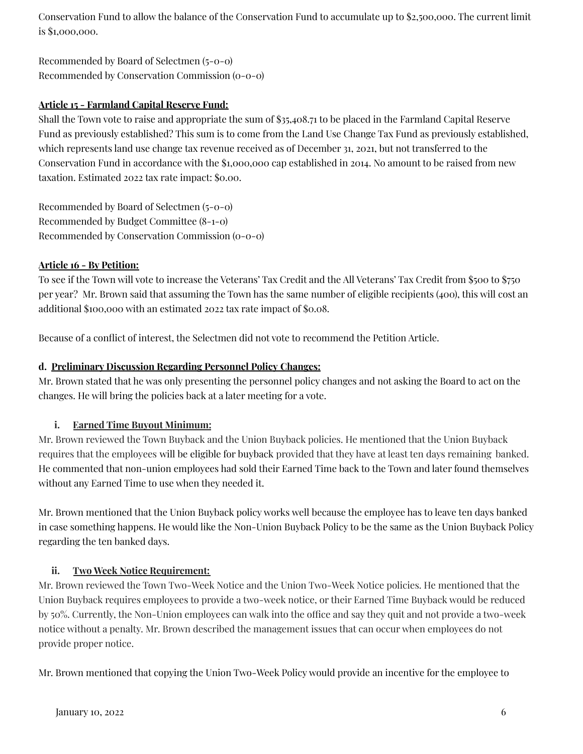Conservation Fund to allow the balance of the Conservation Fund to accumulate up to $2,500,000. The current limit is $1,000,000.

Recommended by Board of Selectmen (5-0-0)
Recommended by Conservation Commission (0-0-0)

**Article 15 - Farmland Capital Reserve Fund:**
Shall the Town vote to raise and appropriate the sum of $35,408.71 to be placed in the Farmland Capital Reserve Fund as previously established? This sum is to come from the Land Use Change Tax Fund as previously established, which represents land use change tax revenue received as of December 31, 2021, but not transferred to the Conservation Fund in accordance with the $1,000,000 cap established in 2014. No amount to be raised from new taxation. Estimated 2022 tax rate impact: $0.00.

Recommended by Board of Selectmen (5-0-0)
Recommended by Budget Committee (8-1-0)
Recommended by Conservation Commission (0-0-0)

**Article 16 - By Petition:**
To see if the Town will vote to increase the Veterans' Tax Credit and the All Veterans' Tax Credit from $500 to $750 per year? Mr. Brown said that assuming the Town has the same number of eligible recipients (400), this will cost an additional $100,000 with an estimated 2022 tax rate impact of $0.08.

Because of a conflict of interest, the Selectmen did not vote to recommend the Petition Article.

**d. Preliminary Discussion Regarding Personnel Policy Changes:**
Mr. Brown stated that he was only presenting the personnel policy changes and not asking the Board to act on the changes. He will bring the policies back at a later meeting for a vote.

**i. Earned Time Buyout Minimum:**
Mr. Brown reviewed the Town Buyback and the Union Buyback policies. He mentioned that the Union Buyback requires that the employees will be eligible for buyback provided that they have at least ten days remaining banked. He commented that non-union employees had sold their Earned Time back to the Town and later found themselves without any Earned Time to use when they needed it.

Mr. Brown mentioned that the Union Buyback policy works well because the employee has to leave ten days banked in case something happens. He would like the Non-Union Buyback Policy to be the same as the Union Buyback Policy regarding the ten banked days.

**ii. Two Week Notice Requirement:**
Mr. Brown reviewed the Town Two-Week Notice and the Union Two-Week Notice policies. He mentioned that the Union Buyback requires employees to provide a two-week notice, or their Earned Time Buyback would be reduced by 50%. Currently, the Non-Union employees can walk into the office and say they quit and not provide a two-week notice without a penalty. Mr. Brown described the management issues that can occur when employees do not provide proper notice.

Mr. Brown mentioned that copying the Union Two-Week Policy would provide an incentive for the employee to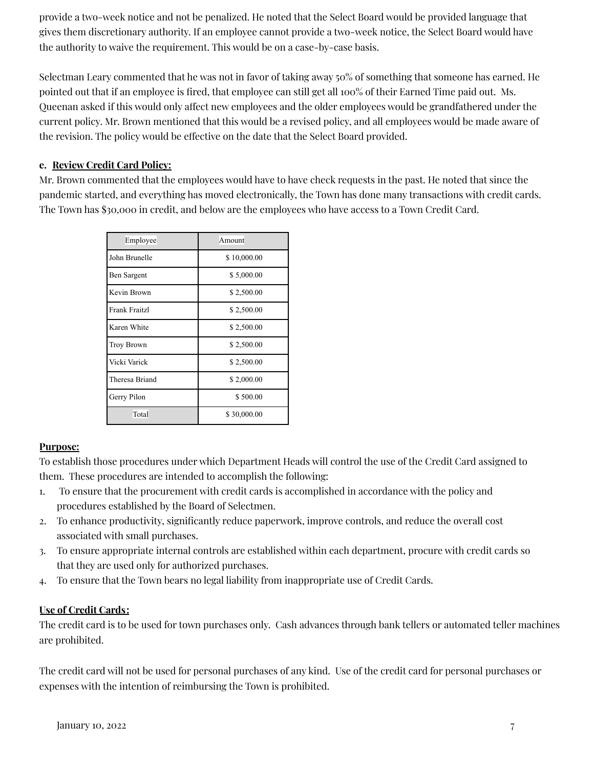provide a two-week notice and not be penalized. He noted that the Select Board would be provided language that gives them discretionary authority. If an employee cannot provide a two-week notice, the Select Board would have the authority to waive the requirement. This would be on a case-by-case basis.

Selectman Leary commented that he was not in favor of taking away 50% of something that someone has earned. He pointed out that if an employee is fired, that employee can still get all 100% of their Earned Time paid out. Ms. Queenan asked if this would only affect new employees and the older employees would be grandfathered under the current policy. Mr. Brown mentioned that this would be a revised policy, and all employees would be made aware of the revision. The policy would be effective on the date that the Select Board provided.

**e. <u>Review Credit Card Policy:</u>**

Mr. Brown commented that the employees would have to have check requests in the past. He noted that since the pandemic started, and everything has moved electronically, the Town has done many transactions with credit cards. The Town has $30,000 in credit, and below are the employees who have access to a Town Credit Card.

| Employee | Amount |
|---|---|
| John Brunelle | $ 10,000.00 |
| Ben Sargent | $ 5,000.00 |
| Kevin Brown | $ 2,500.00 |
| Frank Fraitzl | $ 2,500.00 |
| Karen White | $ 2,500.00 |
| Troy Brown | $ 2,500.00 |
| Vicki Varick | $ 2,500.00 |
| Theresa Briand | $ 2,000.00 |
| Gerry Pilon | $ 500.00 |
| Total | $ 30,000.00 |

**<u>Purpose:</u>**

To establish those procedures under which Department Heads will control the use of the Credit Card assigned to them. These procedures are intended to accomplish the following:

1. To ensure that the procurement with credit cards is accomplished in accordance with the policy and procedures established by the Board of Selectmen.
2. To enhance productivity, significantly reduce paperwork, improve controls, and reduce the overall cost associated with small purchases.
3. To ensure appropriate internal controls are established within each department, procure with credit cards so that they are used only for authorized purchases.
4. To ensure that the Town bears no legal liability from inappropriate use of Credit Cards.

**<u>Use of Credit Cards:</u>**

The credit card is to be used for town purchases only. Cash advances through bank tellers or automated teller machines are prohibited.

The credit card will not be used for personal purchases of any kind. Use of the credit card for personal purchases or expenses with the intention of reimbursing the Town is prohibited.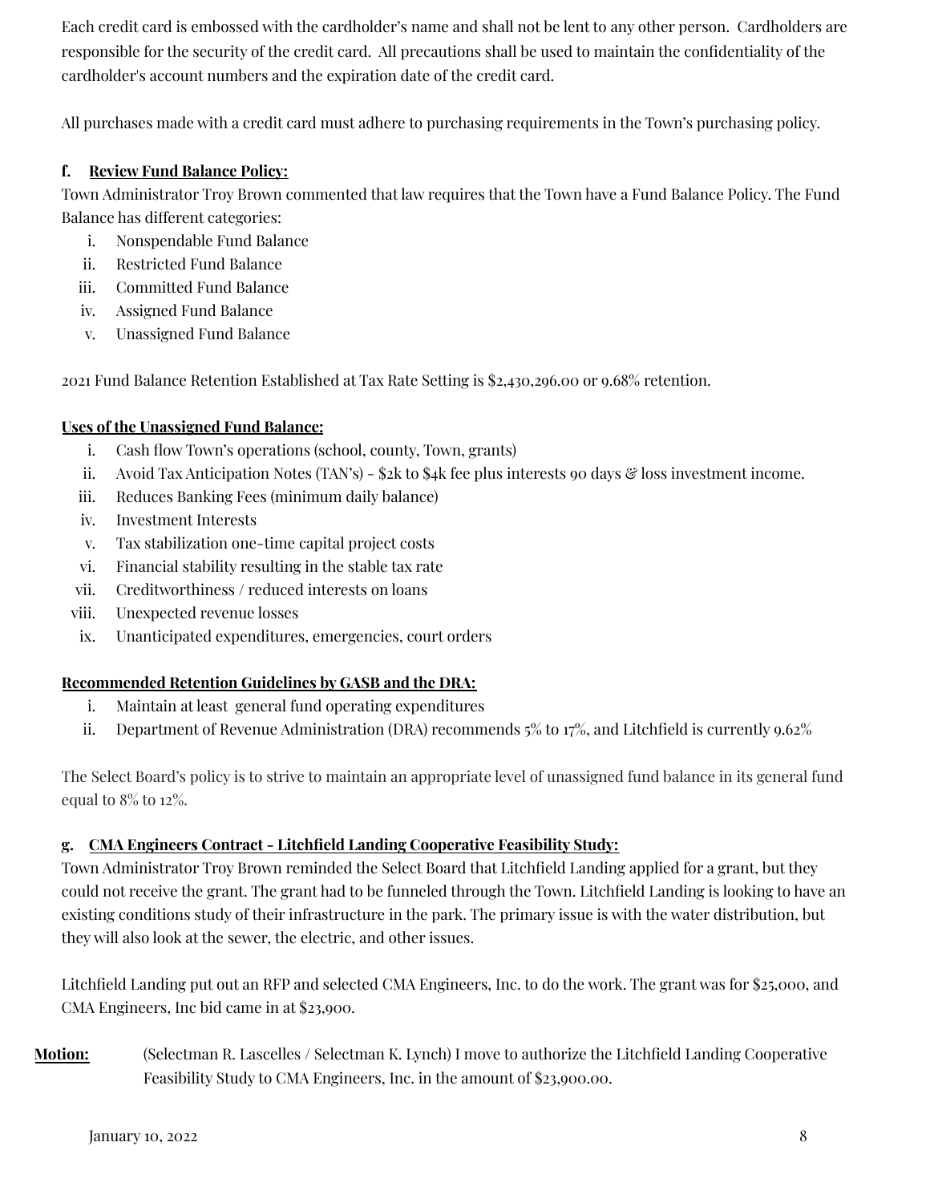Each credit card is embossed with the cardholder's name and shall not be lent to any other person. Cardholders are responsible for the security of the credit card. All precautions shall be used to maintain the confidentiality of the cardholder's account numbers and the expiration date of the credit card.

All purchases made with a credit card must adhere to purchasing requirements in the Town's purchasing policy.

**f. <u>Review Fund Balance Policy:</u>**

Town Administrator Troy Brown commented that law requires that the Town have a Fund Balance Policy. The Fund Balance has different categories:

i. Nonspendable Fund Balance
ii. Restricted Fund Balance
iii. Committed Fund Balance
iv. Assigned Fund Balance
v. Unassigned Fund Balance

2021 Fund Balance Retention Established at Tax Rate Setting is $2,430,296.00 or 9.68% retention.

**<u>Uses of the Unassigned Fund Balance:</u>**

i. Cash flow Town's operations (school, county, Town, grants)
ii. Avoid Tax Anticipation Notes (TAN's) - $2k to $4k fee plus interests 90 days & loss investment income.
iii. Reduces Banking Fees (minimum daily balance)
iv. Investment Interests
v. Tax stabilization one-time capital project costs
vi. Financial stability resulting in the stable tax rate
vii. Creditworthiness / reduced interests on loans
viii. Unexpected revenue losses
ix. Unanticipated expenditures, emergencies, court orders

**<u>Recommended Retention Guidelines by GASB and the DRA:</u>**

i. Maintain at least general fund operating expenditures
ii. Department of Revenue Administration (DRA) recommends 5% to 17%, and Litchfield is currently 9.62%

The Select Board's policy is to strive to maintain an appropriate level of unassigned fund balance in its general fund equal to 8% to 12%.

**g. <u>CMA Engineers Contract - Litchfield Landing Cooperative Feasibility Study:</u>**

Town Administrator Troy Brown reminded the Select Board that Litchfield Landing applied for a grant, but they could not receive the grant. The grant had to be funneled through the Town. Litchfield Landing is looking to have an existing conditions study of their infrastructure in the park. The primary issue is with the water distribution, but they will also look at the sewer, the electric, and other issues.

Litchfield Landing put out an RFP and selected CMA Engineers, Inc. to do the work. The grant was for $25,000, and CMA Engineers, Inc bid came in at $23,900.

**<u>Motion:</u>** (Selectman R. Lascelles / Selectman K. Lynch) I move to authorize the Litchfield Landing Cooperative Feasibility Study to CMA Engineers, Inc. in the amount of $23,900.00.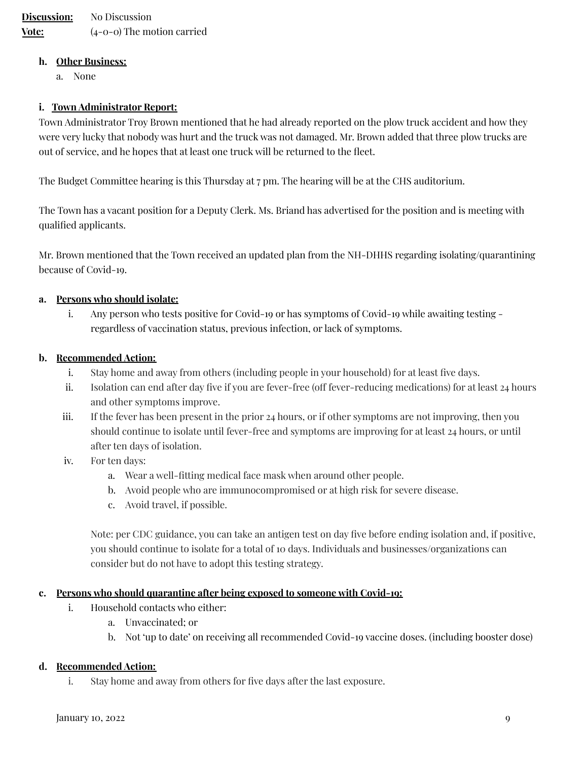**Discussion:** No Discussion
**Vote:** (4-0-0) The motion carried

h. **Other Business:**
   a. None

i. **Town Administrator Report:**

Town Administrator Troy Brown mentioned that he had already reported on the plow truck accident and how they were very lucky that nobody was hurt and the truck was not damaged. Mr. Brown added that three plow trucks are out of service, and he hopes that at least one truck will be returned to the fleet.

The Budget Committee hearing is this Thursday at 7 pm. The hearing will be at the CHS auditorium.

The Town has a vacant position for a Deputy Clerk. Ms. Briand has advertised for the position and is meeting with qualified applicants.

Mr. Brown mentioned that the Town received an updated plan from the NH-DHHS regarding isolating/quarantining because of Covid-19.

a. **Persons who should isolate:**
   i. Any person who tests positive for Covid-19 or has symptoms of Covid-19 while awaiting testing - regardless of vaccination status, previous infection, or lack of symptoms.

b. **Recommended Action:**
   i. Stay home and away from others (including people in your household) for at least five days.
   ii. Isolation can end after day five if you are fever-free (off fever-reducing medications) for at least 24 hours and other symptoms improve.
   iii. If the fever has been present in the prior 24 hours, or if other symptoms are not improving, then you should continue to isolate until fever-free and symptoms are improving for at least 24 hours, or until after ten days of isolation.
   iv. For ten days:
      a. Wear a well-fitting medical face mask when around other people.
      b. Avoid people who are immunocompromised or at high risk for severe disease.
      c. Avoid travel, if possible.

   Note: per CDC guidance, you can take an antigen test on day five before ending isolation and, if positive, you should continue to isolate for a total of 10 days. Individuals and businesses/organizations can consider but do not have to adopt this testing strategy.

c. **Persons who should quarantine after being exposed to someone with Covid-19:**
   i. Household contacts who either:
      a. Unvaccinated; or
      b. Not 'up to date' on receiving all recommended Covid-19 vaccine doses. (including booster dose)

d. **Recommended Action:**
   i. Stay home and away from others for five days after the last exposure.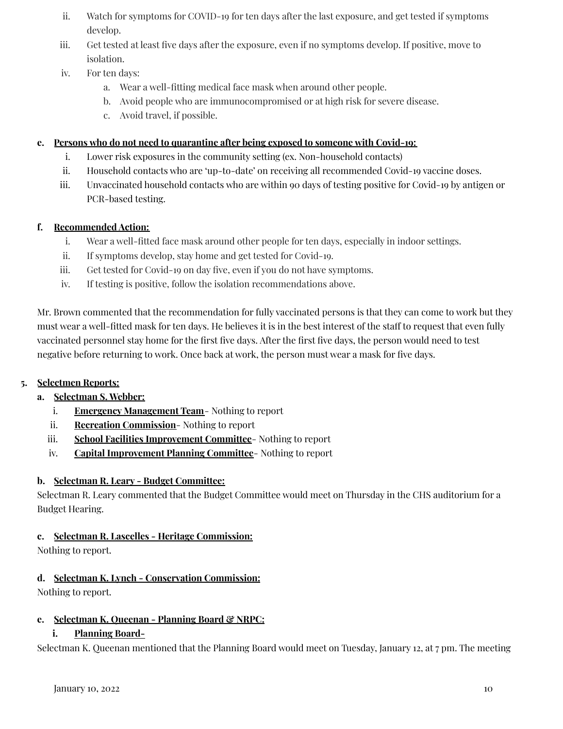ii. Watch for symptoms for COVID-19 for ten days after the last exposure, and get tested if symptoms develop.

iii. Get tested at least five days after the exposure, even if no symptoms develop. If positive, move to isolation.

iv. For ten days:
   a. Wear a well-fitting medical face mask when around other people.
   b. Avoid people who are immunocompromised or at high risk for severe disease.
   c. Avoid travel, if possible.

**e. <u>Persons who do not need to quarantine after being exposed to someone with Covid-19:</u>**

i. Lower risk exposures in the community setting (ex. Non-household contacts)

ii. Household contacts who are 'up-to-date' on receiving all recommended Covid-19 vaccine doses.

iii. Unvaccinated household contacts who are within 90 days of testing positive for Covid-19 by antigen or PCR-based testing.

**f. <u>Recommended Action:</u>**

i. Wear a well-fitted face mask around other people for ten days, especially in indoor settings.

ii. If symptoms develop, stay home and get tested for Covid-19.

iii. Get tested for Covid-19 on day five, even if you do not have symptoms.

iv. If testing is positive, follow the isolation recommendations above.

Mr. Brown commented that the recommendation for fully vaccinated persons is that they can come to work but they must wear a well-fitted mask for ten days. He believes it is in the best interest of the staff to request that even fully vaccinated personnel stay home for the first five days. After the first five days, the person would need to test negative before returning to work. Once back at work, the person must wear a mask for five days.

**5. <u>Selectmen Reports:</u>**

**a. <u>Selectman S. Webber:</u>**

i. **<u>Emergency Management Team</u>**- Nothing to report

ii. **<u>Recreation Commission</u>**- Nothing to report

iii. **<u>School Facilities Improvement Committee</u>**- Nothing to report

iv. **<u>Capital Improvement Planning Committee</u>**- Nothing to report

**b. <u>Selectman R. Leary - Budget Committee:</u>**

Selectman R. Leary commented that the Budget Committee would meet on Thursday in the CHS auditorium for a Budget Hearing.

**c. <u>Selectman R. Lascelles - Heritage Commission:</u>**

Nothing to report.

**d. <u>Selectman K. Lynch - Conservation Commission:</u>**

Nothing to report.

**e. <u>Selectman K. Queenan - Planning Board & NRPC:</u>**

**i. <u>Planning Board-</u>**

Selectman K. Queenan mentioned that the Planning Board would meet on Tuesday, January 12, at 7 pm. The meeting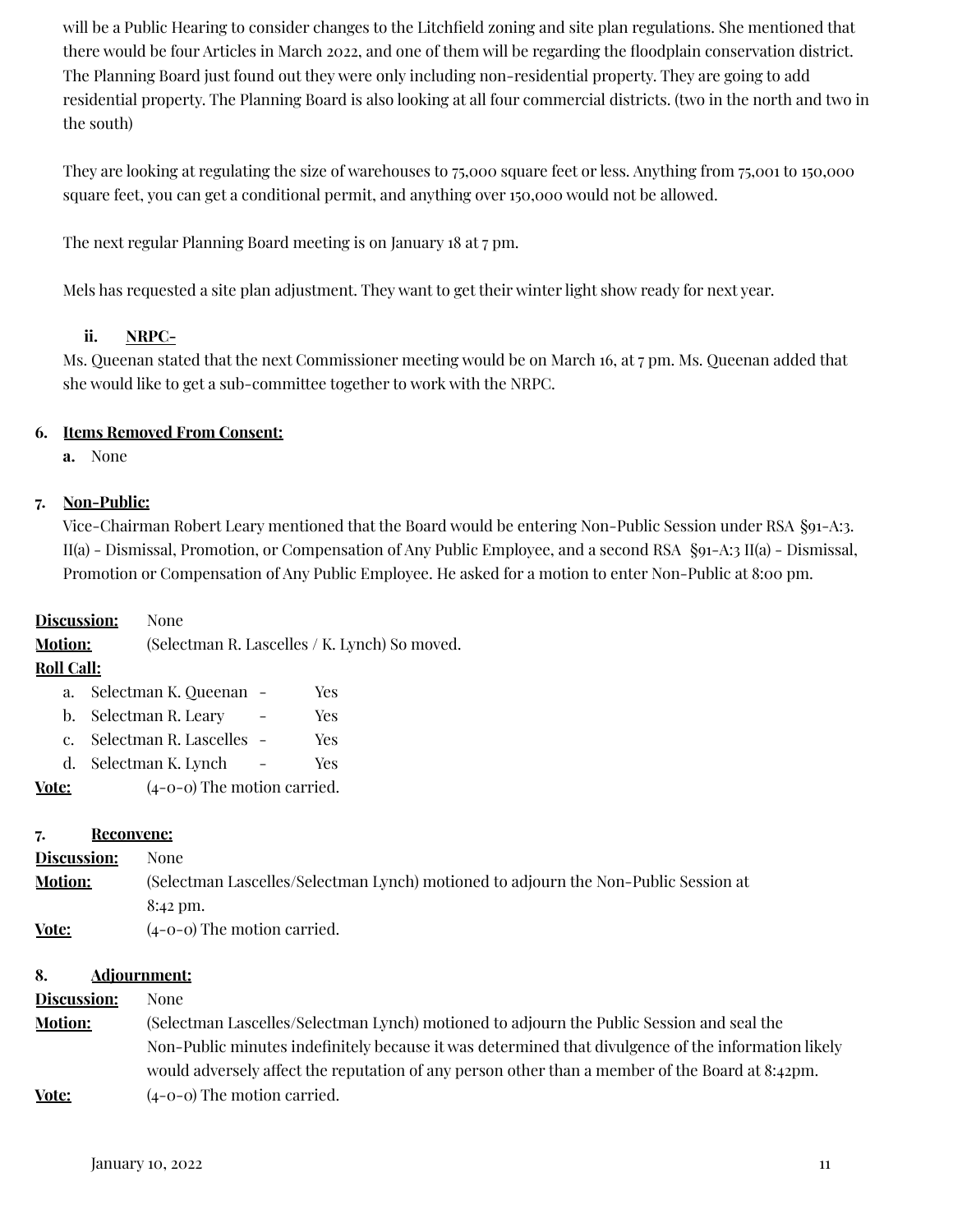will be a Public Hearing to consider changes to the Litchfield zoning and site plan regulations. She mentioned that there would be four Articles in March 2022, and one of them will be regarding the floodplain conservation district. The Planning Board just found out they were only including non-residential property. They are going to add residential property. The Planning Board is also looking at all four commercial districts. (two in the north and two in the south)

They are looking at regulating the size of warehouses to 75,000 square feet or less. Anything from 75,001 to 150,000 square feet, you can get a conditional permit, and anything over 150,000 would not be allowed.

The next regular Planning Board meeting is on January 18 at 7 pm.

Mels has requested a site plan adjustment. They want to get their winter light show ready for next year.

**ii. NRPC-**

Ms. Queenan stated that the next Commissioner meeting would be on March 16, at 7 pm. Ms. Queenan added that she would like to get a sub-committee together to work with the NRPC.

**6. Items Removed From Consent:**

**a.** None

**7. Non-Public:**

Vice-Chairman Robert Leary mentioned that the Board would be entering Non-Public Session under RSA §91-A:3. II(a) - Dismissal, Promotion, or Compensation of Any Public Employee, and a second RSA §91-A:3 II(a) - Dismissal, Promotion or Compensation of Any Public Employee. He asked for a motion to enter Non-Public at 8:00 pm.

**Discussion:** None

**Motion:** (Selectman R. Lascelles / K. Lynch) So moved.

**Roll Call:**

a. Selectman K. Queenan - Yes
b. Selectman R. Leary - Yes
c. Selectman R. Lascelles - Yes
d. Selectman K. Lynch - Yes

**Vote:** (4-0-0) The motion carried.

**7. Reconvene:**

**Discussion:** None

**Motion:** (Selectman Lascelles/Selectman Lynch) motioned to adjourn the Non-Public Session at 8:42 pm.

**Vote:** (4-0-0) The motion carried.

**8. Adjournment:**

**Discussion:** None

**Motion:** (Selectman Lascelles/Selectman Lynch) motioned to adjourn the Public Session and seal the Non-Public minutes indefinitely because it was determined that divulgence of the information likely would adversely affect the reputation of any person other than a member of the Board at 8:42pm.

**Vote:** (4-0-0) The motion carried.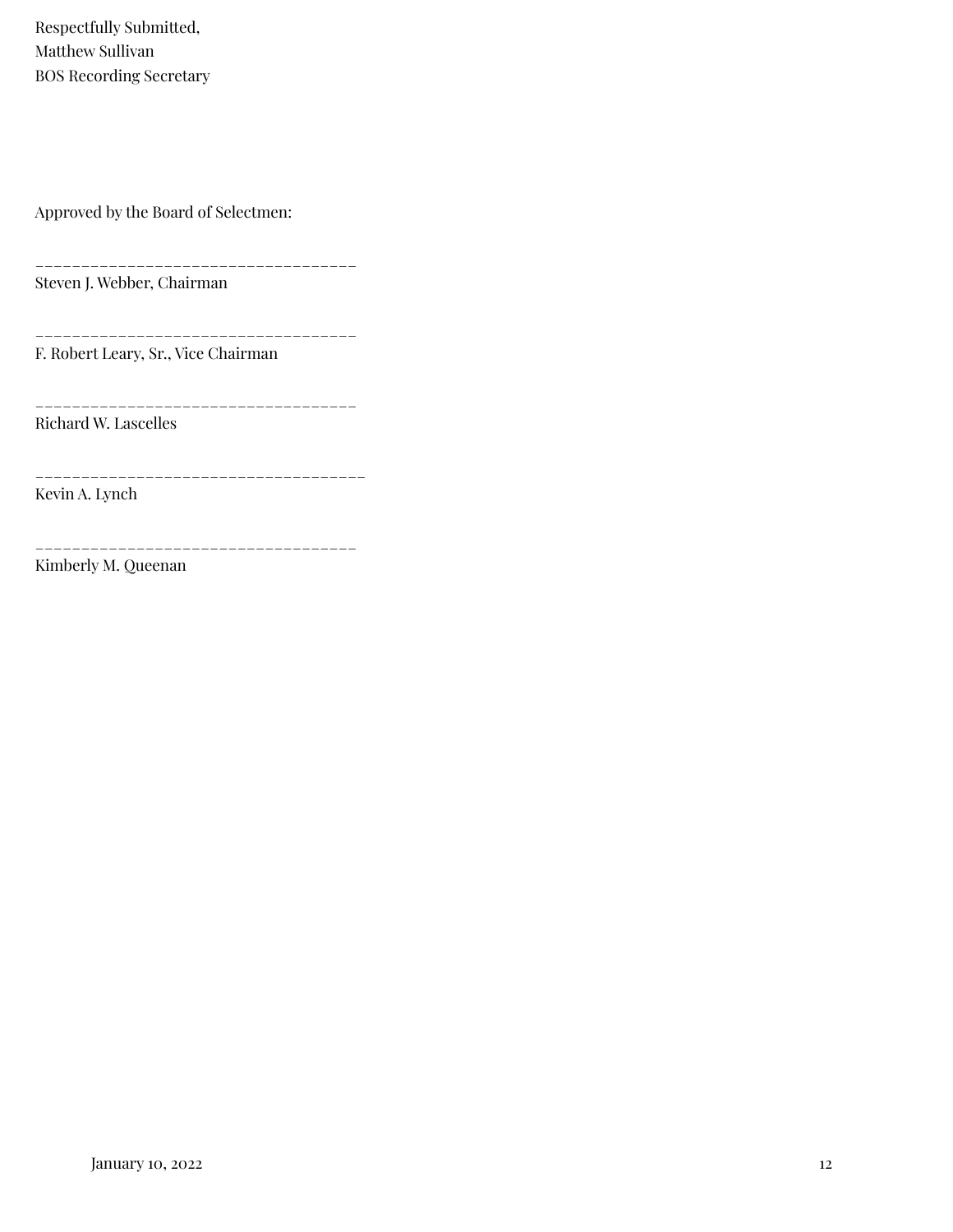Respectfully Submitted,
Matthew Sullivan
BOS Recording Secretary

Approved by the Board of Selectmen:

\_\_\_\_\_\_\_\_\_\_\_\_\_\_\_\_\_\_\_\_\_\_\_\_\_\_\_\_\_\_\_\_\_\_
Steven J. Webber, Chairman

\_\_\_\_\_\_\_\_\_\_\_\_\_\_\_\_\_\_\_\_\_\_\_\_\_\_\_\_\_\_\_\_\_\_
F. Robert Leary, Sr., Vice Chairman

\_\_\_\_\_\_\_\_\_\_\_\_\_\_\_\_\_\_\_\_\_\_\_\_\_\_\_\_\_\_\_\_\_\_
Richard W. Lascelles

\_\_\_\_\_\_\_\_\_\_\_\_\_\_\_\_\_\_\_\_\_\_\_\_\_\_\_\_\_\_\_\_\_\_\_
Kevin A. Lynch

\_\_\_\_\_\_\_\_\_\_\_\_\_\_\_\_\_\_\_\_\_\_\_\_\_\_\_\_\_\_\_\_\_\_
Kimberly M. Queenan